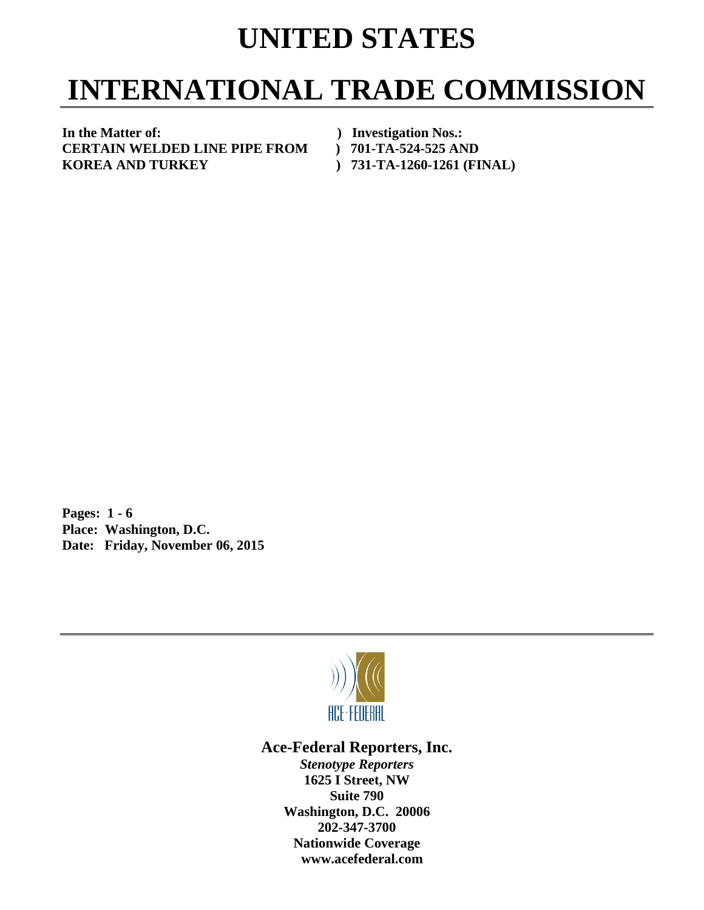# UNITED STATES

# INTERNATIONAL TRADE COMMISSION

| | |
|---|---|
| **In the Matter of:** | **) Investigation Nos.:** |
| **CERTAIN WELDED LINE PIPE FROM** | **) 701-TA-524-525 AND** |
| **KOREA AND TURKEY** | **) 731-TA-1260-1261 (FINAL)** |

**Pages: 1 - 6**
**Place: Washington, D.C.**
**Date: Friday, November 06, 2015**

ACE·FEDERAL

**Ace-Federal Reporters, Inc.**
***Stenotype Reporters***
**1625 I Street, NW**
**Suite 790**
**Washington, D.C. 20006**
**202-347-3700**
**Nationwide Coverage**
**www.acefederal.com**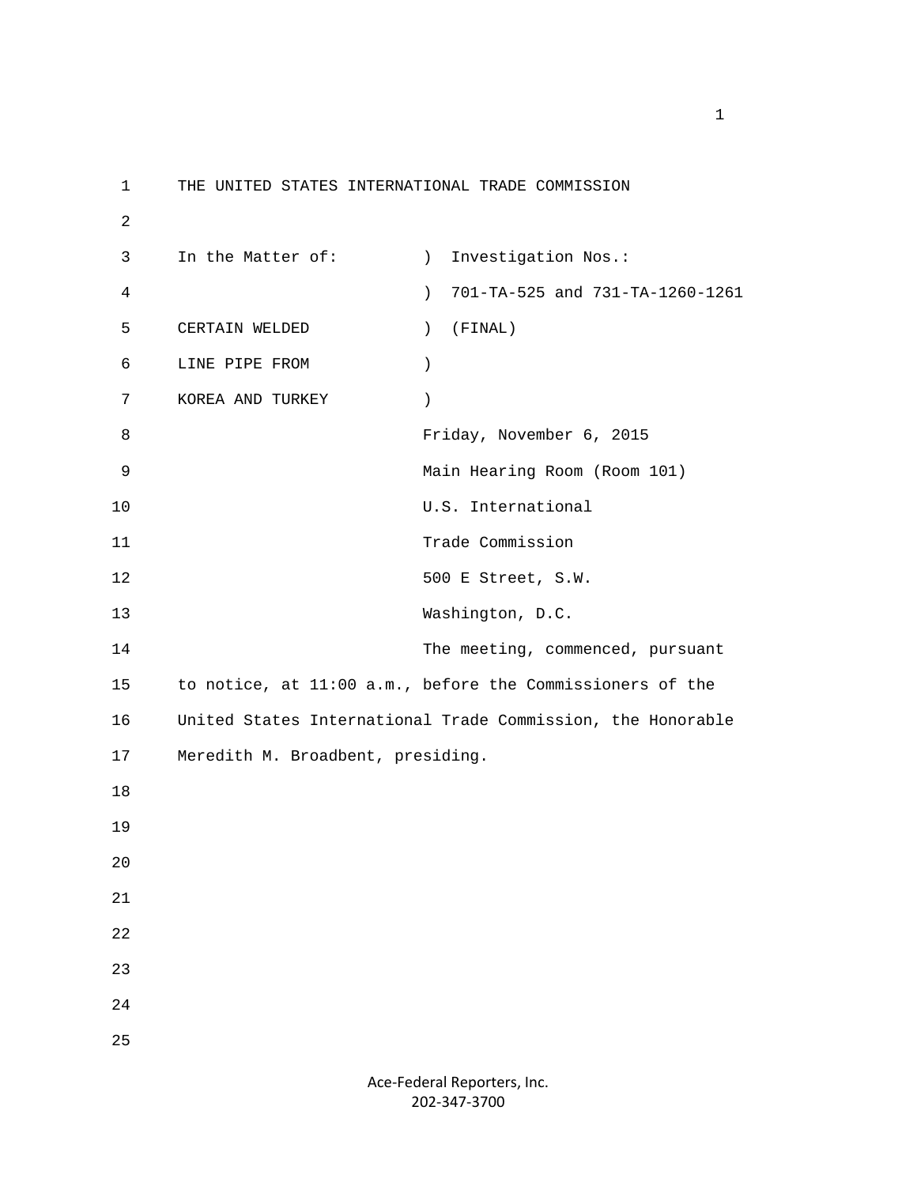THE UNITED STATES INTERNATIONAL TRADE COMMISSION

```
In the Matter of:         )  Investigation Nos.:
                          )  701-TA-525 and 731-TA-1260-1261
CERTAIN WELDED            )  (FINAL)
LINE PIPE FROM            )
KOREA AND TURKEY          )
```

Friday, November 6, 2015

Main Hearing Room (Room 101)

U.S. International

Trade Commission

500 E Street, S.W.

Washington, D.C.

The meeting, commenced, pursuant to notice, at 11:00 a.m., before the Commissioners of the United States International Trade Commission, the Honorable Meredith M. Broadbent, presiding.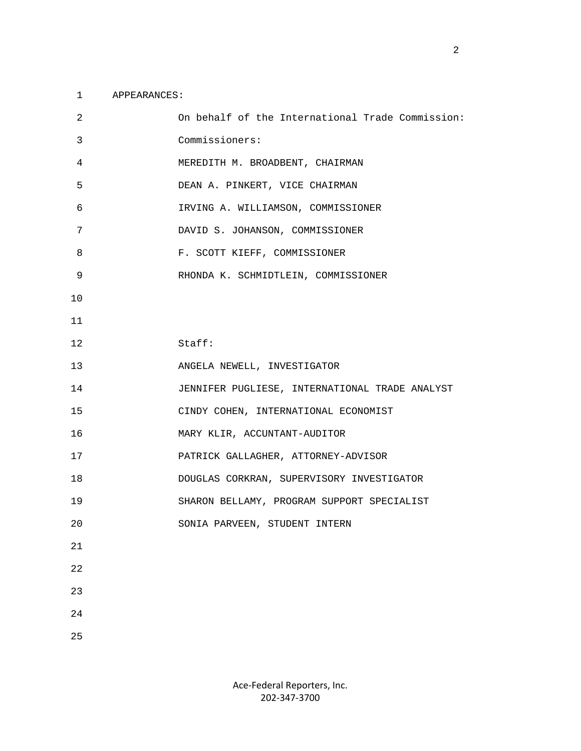APPEARANCES:

On behalf of the International Trade Commission:

Commissioners:

MEREDITH M. BROADBENT, CHAIRMAN

DEAN A. PINKERT, VICE CHAIRMAN

IRVING A. WILLIAMSON, COMMISSIONER

DAVID S. JOHANSON, COMMISSIONER

F. SCOTT KIEFF, COMMISSIONER

RHONDA K. SCHMIDTLEIN, COMMISSIONER

Staff:

ANGELA NEWELL, INVESTIGATOR

JENNIFER PUGLIESE, INTERNATIONAL TRADE ANALYST

CINDY COHEN, INTERNATIONAL ECONOMIST

MARY KLIR, ACCUNTANT-AUDITOR

PATRICK GALLAGHER, ATTORNEY-ADVISOR

DOUGLAS CORKRAN, SUPERVISORY INVESTIGATOR

SHARON BELLAMY, PROGRAM SUPPORT SPECIALIST

SONIA PARVEEN, STUDENT INTERN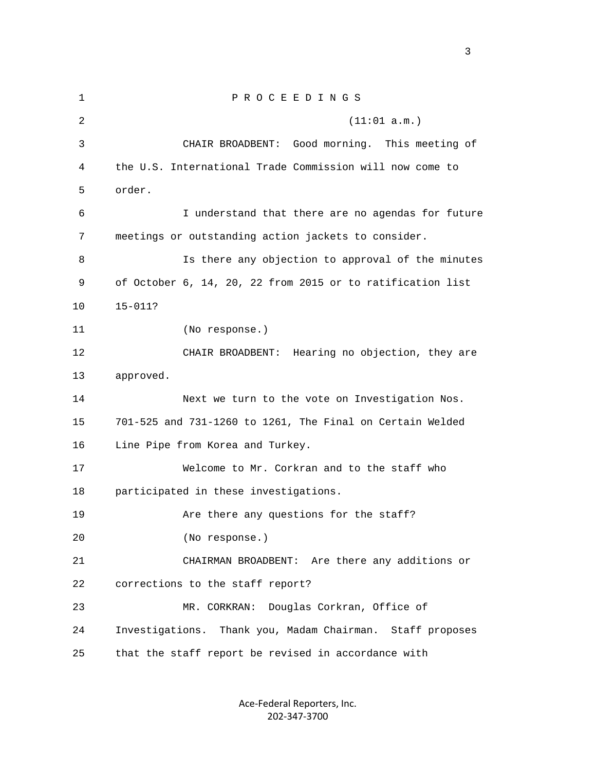P R O C E E D I N G S

(11:01 a.m.)

CHAIR BROADBENT: Good morning. This meeting of the U.S. International Trade Commission will now come to order.

I understand that there are no agendas for future meetings or outstanding action jackets to consider.

Is there any objection to approval of the minutes of October 6, 14, 20, 22 from 2015 or to ratification list 15-011?

(No response.)

CHAIR BROADBENT: Hearing no objection, they are approved.

Next we turn to the vote on Investigation Nos. 701-525 and 731-1260 to 1261, The Final on Certain Welded Line Pipe from Korea and Turkey.

Welcome to Mr. Corkran and to the staff who participated in these investigations.

Are there any questions for the staff?

(No response.)

CHAIRMAN BROADBENT: Are there any additions or corrections to the staff report?

MR. CORKRAN: Douglas Corkran, Office of Investigations. Thank you, Madam Chairman. Staff proposes that the staff report be revised in accordance with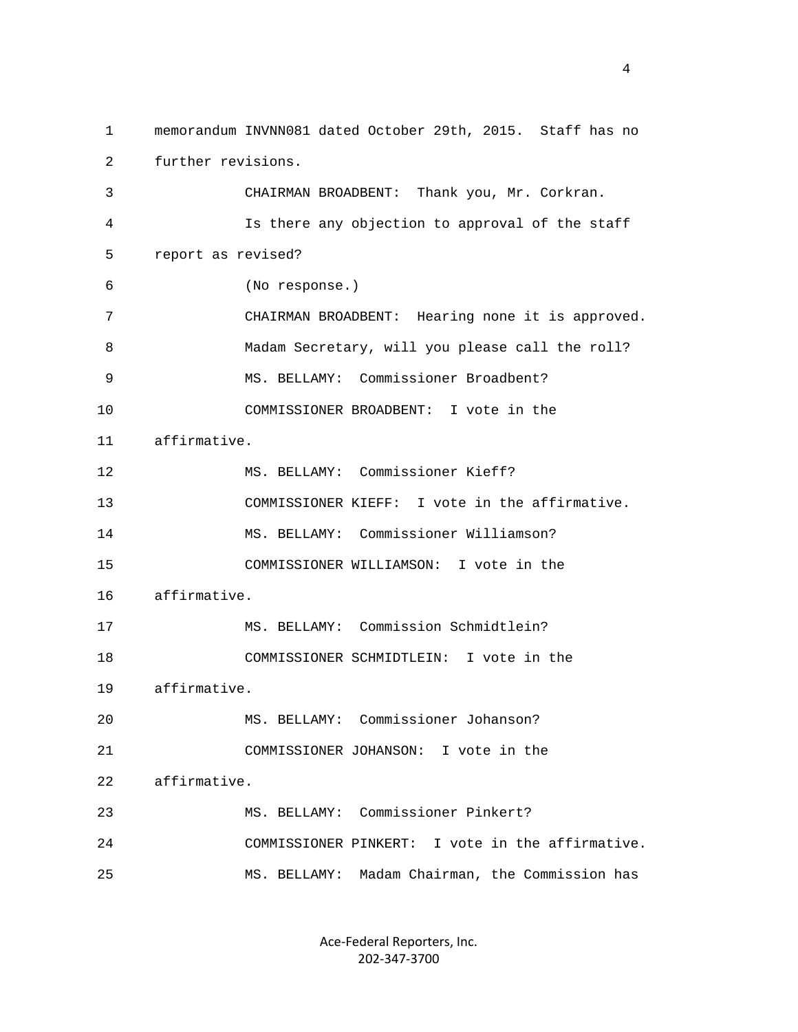memorandum INVNN081 dated October 29th, 2015. Staff has no further revisions.

CHAIRMAN BROADBENT: Thank you, Mr. Corkran.

Is there any objection to approval of the staff report as revised?

(No response.)

CHAIRMAN BROADBENT: Hearing none it is approved.

Madam Secretary, will you please call the roll?

MS. BELLAMY: Commissioner Broadbent?

COMMISSIONER BROADBENT: I vote in the affirmative.

MS. BELLAMY: Commissioner Kieff?

COMMISSIONER KIEFF: I vote in the affirmative.

MS. BELLAMY: Commissioner Williamson?

COMMISSIONER WILLIAMSON: I vote in the affirmative.

MS. BELLAMY: Commission Schmidtlein?

COMMISSIONER SCHMIDTLEIN: I vote in the affirmative.

MS. BELLAMY: Commissioner Johanson?

COMMISSIONER JOHANSON: I vote in the affirmative.

MS. BELLAMY: Commissioner Pinkert?

COMMISSIONER PINKERT: I vote in the affirmative.

MS. BELLAMY: Madam Chairman, the Commission has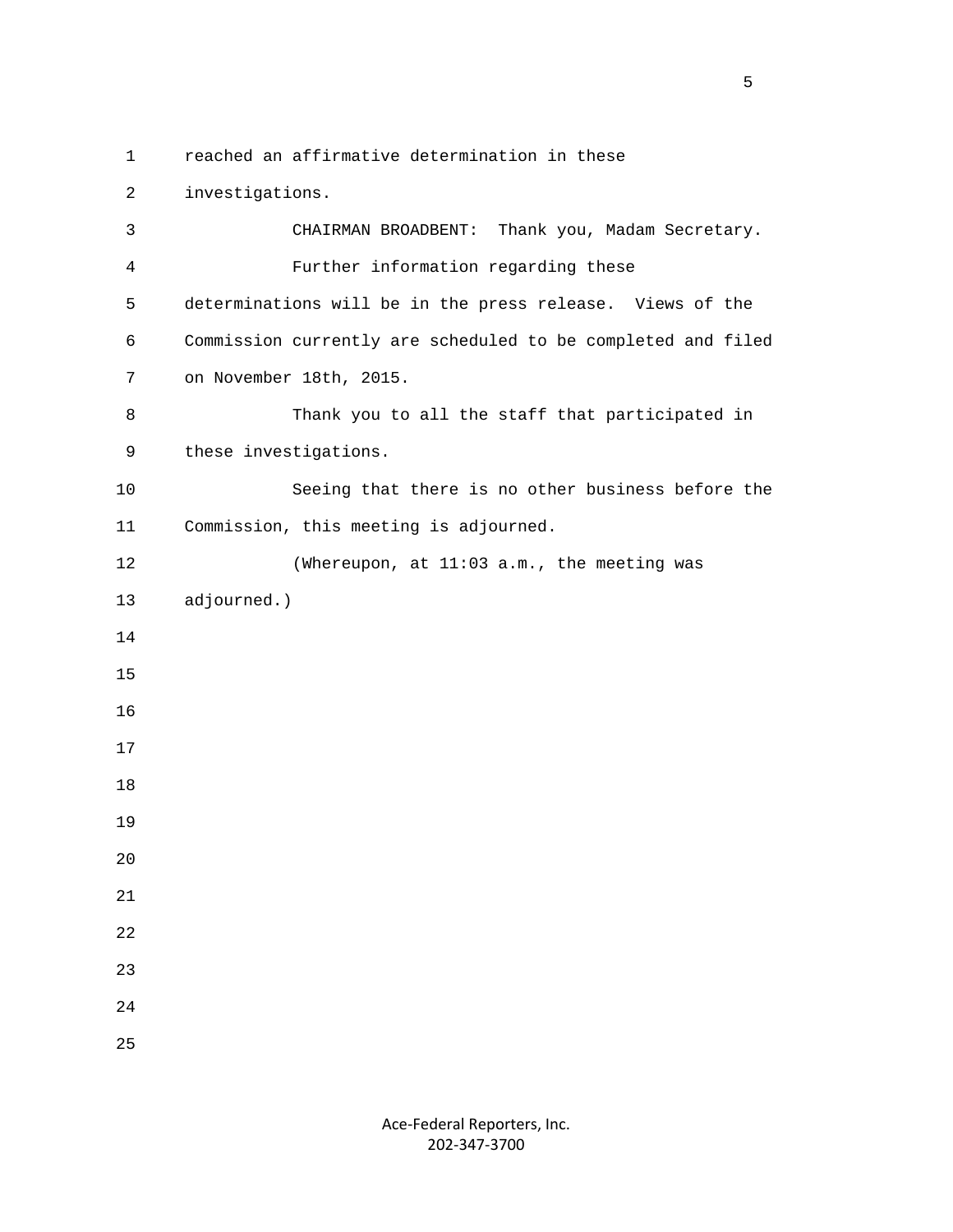reached an affirmative determination in these investigations.

CHAIRMAN BROADBENT: Thank you, Madam Secretary.

Further information regarding these determinations will be in the press release. Views of the Commission currently are scheduled to be completed and filed on November 18th, 2015.

Thank you to all the staff that participated in these investigations.

Seeing that there is no other business before the Commission, this meeting is adjourned.

(Whereupon, at 11:03 a.m., the meeting was adjourned.)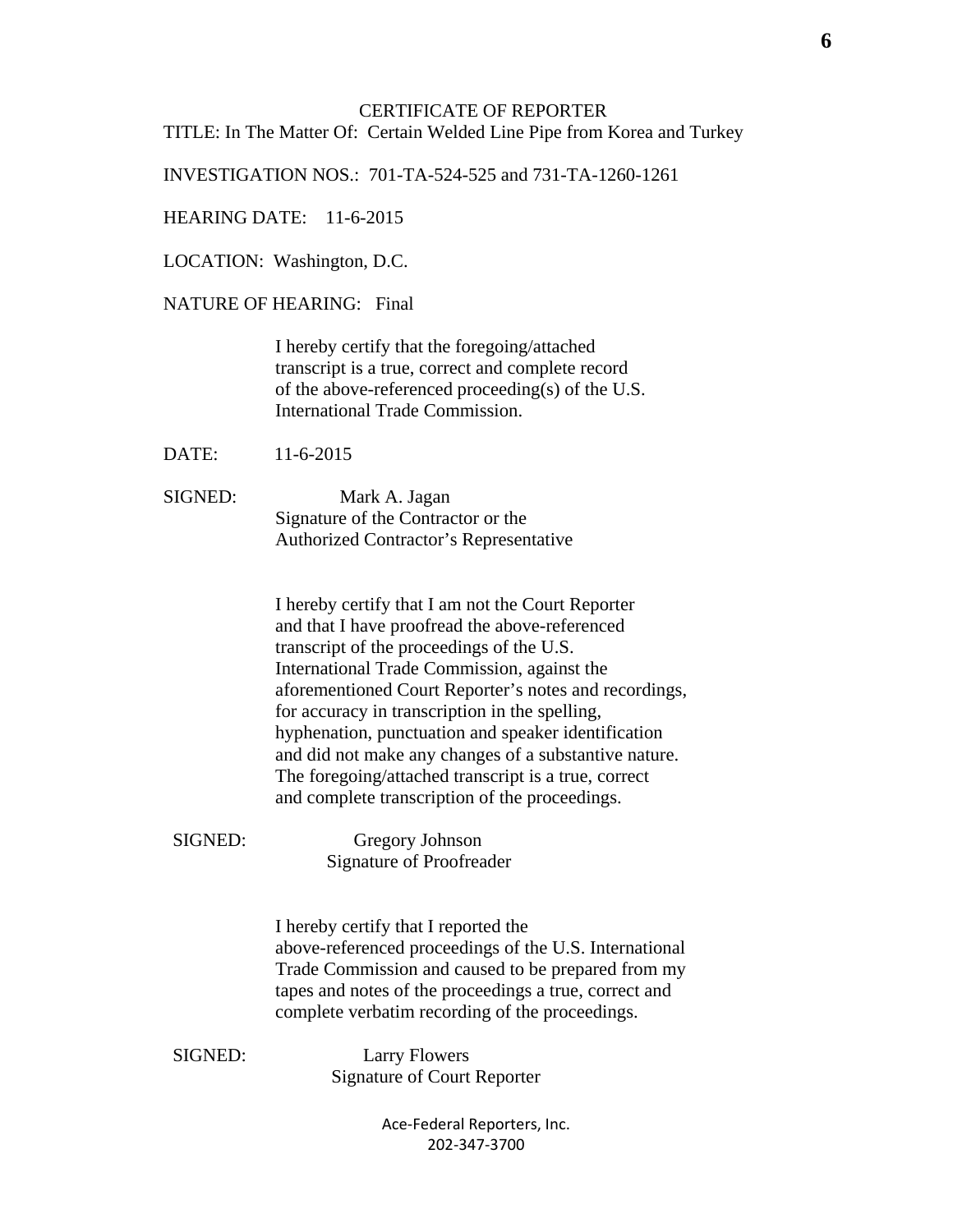CERTIFICATE OF REPORTER

TITLE: In The Matter Of: Certain Welded Line Pipe from Korea and Turkey

INVESTIGATION NOS.: 701-TA-524-525 and 731-TA-1260-1261

HEARING DATE: 11-6-2015

LOCATION: Washington, D.C.

NATURE OF HEARING: Final

I hereby certify that the foregoing/attached transcript is a true, correct and complete record of the above-referenced proceeding(s) of the U.S. International Trade Commission.

DATE: 11-6-2015

SIGNED: Mark A. Jagan
Signature of the Contractor or the Authorized Contractor's Representative

I hereby certify that I am not the Court Reporter and that I have proofread the above-referenced transcript of the proceedings of the U.S. International Trade Commission, against the aforementioned Court Reporter's notes and recordings, for accuracy in transcription in the spelling, hyphenation, punctuation and speaker identification and did not make any changes of a substantive nature. The foregoing/attached transcript is a true, correct and complete transcription of the proceedings.

SIGNED: Gregory Johnson
Signature of Proofreader

I hereby certify that I reported the above-referenced proceedings of the U.S. International Trade Commission and caused to be prepared from my tapes and notes of the proceedings a true, correct and complete verbatim recording of the proceedings.

SIGNED: Larry Flowers
Signature of Court Reporter

Ace-Federal Reporters, Inc.
202-347-3700